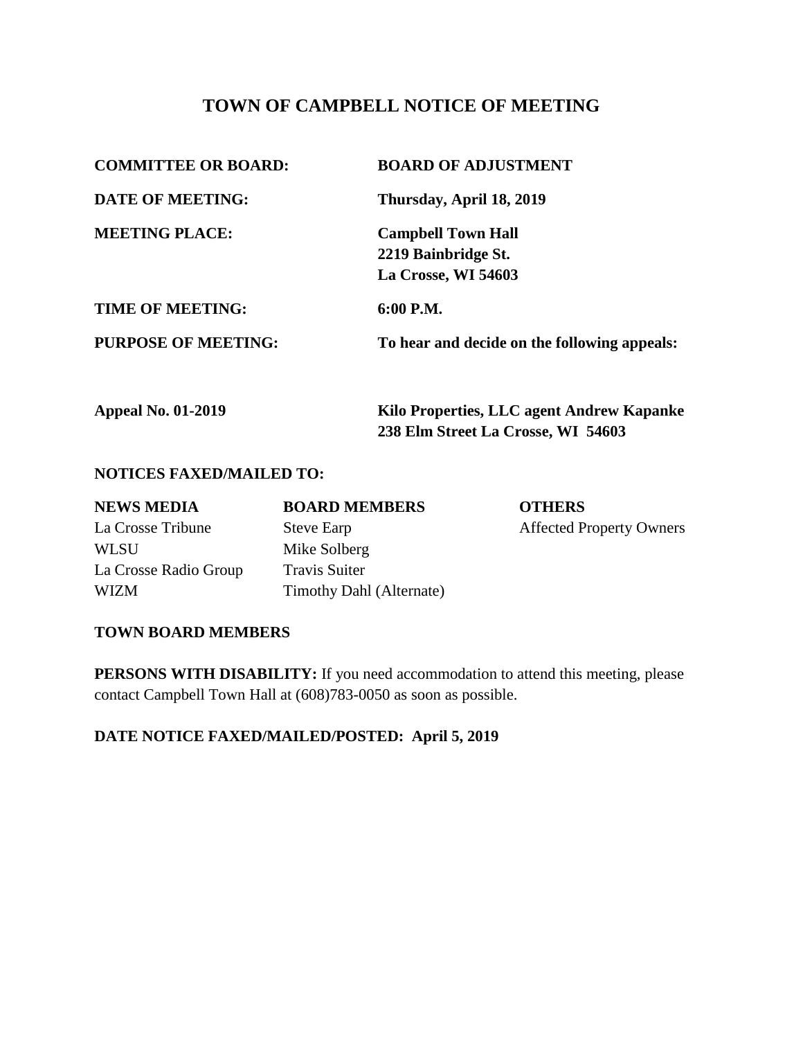# TOWN OF CAMPBELL NOTICE OF MEETING

| | |
|---|---|
| **COMMITTEE OR BOARD:** | **BOARD OF ADJUSTMENT** |
| **DATE OF MEETING:** | **Thursday, April 18, 2019** |
| **MEETING PLACE:** | **Campbell Town Hall**<br>**2219 Bainbridge St.**<br>**La Crosse, WI 54603** |
| **TIME OF MEETING:** | **6:00 P.M.** |
| **PURPOSE OF MEETING:** | **To hear and decide on the following appeals:** |

| | |
|---|---|
| **Appeal No. 01-2019** | **Kilo Properties, LLC agent Andrew Kapanke**<br>**238 Elm Street La Crosse, WI 54603** |

**NOTICES FAXED/MAILED TO:**

| **NEWS MEDIA** | **BOARD MEMBERS** | **OTHERS** |
|---|---|---|
| La Crosse Tribune | Steve Earp | Affected Property Owners |
| WLSU | Mike Solberg | |
| La Crosse Radio Group | Travis Suiter | |
| WIZM | Timothy Dahl (Alternate) | |

**TOWN BOARD MEMBERS**

**PERSONS WITH DISABILITY:** If you need accommodation to attend this meeting, please contact Campbell Town Hall at (608)783-0050 as soon as possible.

**DATE NOTICE FAXED/MAILED/POSTED: April 5, 2019**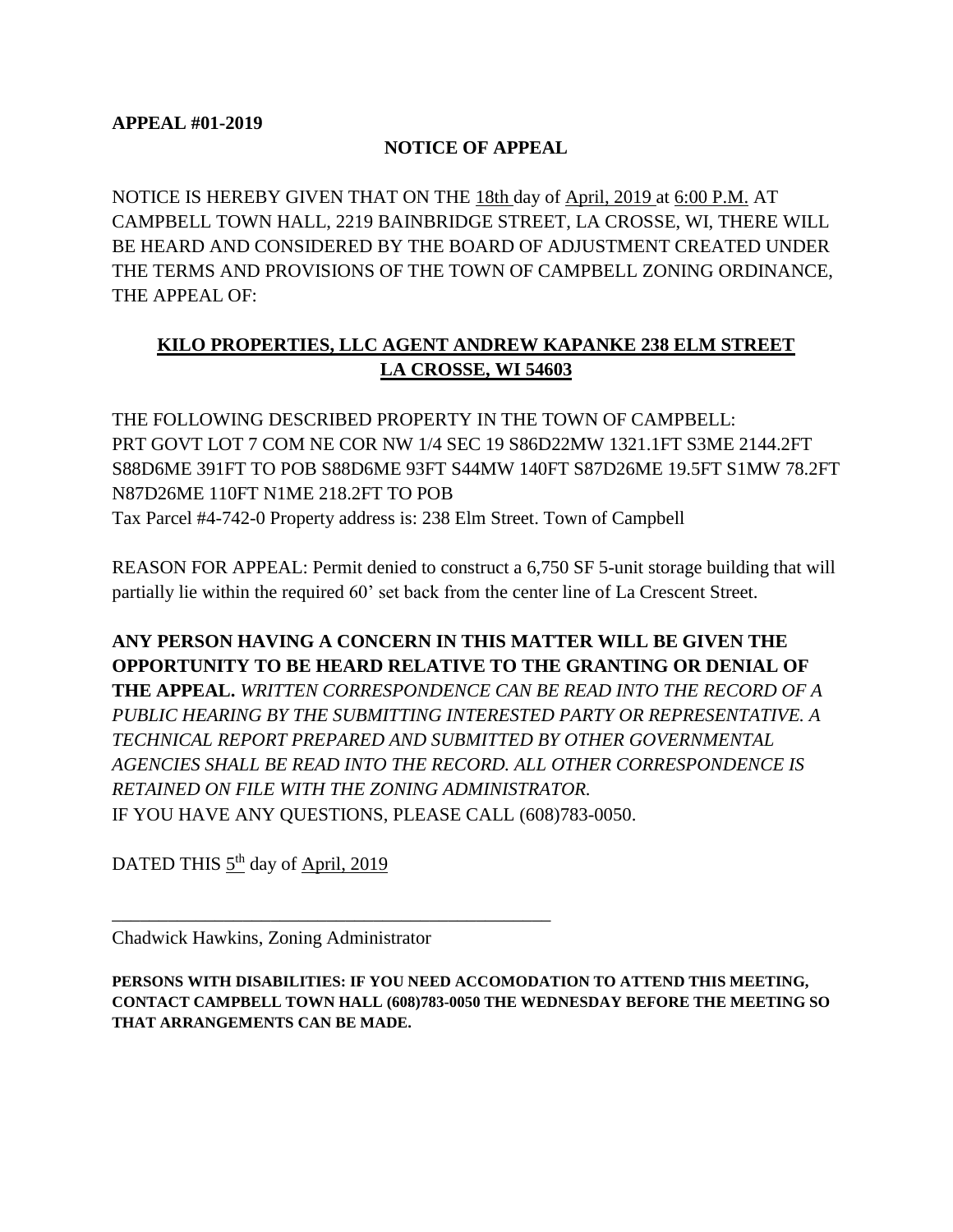**APPEAL #01-2019**

**NOTICE OF APPEAL**

NOTICE IS HEREBY GIVEN THAT ON THE 18th day of April, 2019 at 6:00 P.M. AT CAMPBELL TOWN HALL, 2219 BAINBRIDGE STREET, LA CROSSE, WI, THERE WILL BE HEARD AND CONSIDERED BY THE BOARD OF ADJUSTMENT CREATED UNDER THE TERMS AND PROVISIONS OF THE TOWN OF CAMPBELL ZONING ORDINANCE, THE APPEAL OF:

**KILO PROPERTIES, LLC AGENT ANDREW KAPANKE 238 ELM STREET LA CROSSE, WI 54603**

THE FOLLOWING DESCRIBED PROPERTY IN THE TOWN OF CAMPBELL:
PRT GOVT LOT 7 COM NE COR NW 1/4 SEC 19 S86D22MW 1321.1FT S3ME 2144.2FT S88D6ME 391FT TO POB S88D6ME 93FT S44MW 140FT S87D26ME 19.5FT S1MW 78.2FT N87D26ME 110FT N1ME 218.2FT TO POB
Tax Parcel #4-742-0 Property address is: 238 Elm Street. Town of Campbell

REASON FOR APPEAL: Permit denied to construct a 6,750 SF 5-unit storage building that will partially lie within the required 60' set back from the center line of La Crescent Street.

**ANY PERSON HAVING A CONCERN IN THIS MATTER WILL BE GIVEN THE OPPORTUNITY TO BE HEARD RELATIVE TO THE GRANTING OR DENIAL OF THE APPEAL.** *WRITTEN CORRESPONDENCE CAN BE READ INTO THE RECORD OF A PUBLIC HEARING BY THE SUBMITTING INTERESTED PARTY OR REPRESENTATIVE. A TECHNICAL REPORT PREPARED AND SUBMITTED BY OTHER GOVERNMENTAL AGENCIES SHALL BE READ INTO THE RECORD. ALL OTHER CORRESPONDENCE IS RETAINED ON FILE WITH THE ZONING ADMINISTRATOR.*
IF YOU HAVE ANY QUESTIONS, PLEASE CALL (608)783-0050.

DATED THIS 5th day of April, 2019

\_\_\_\_\_\_\_\_\_\_\_\_\_\_\_\_\_\_\_\_\_\_\_\_\_\_\_\_\_\_\_\_\_\_\_\_\_\_\_\_\_\_\_\_\_\_

Chadwick Hawkins, Zoning Administrator

**PERSONS WITH DISABILITIES: IF YOU NEED ACCOMODATION TO ATTEND THIS MEETING, CONTACT CAMPBELL TOWN HALL (608)783-0050 THE WEDNESDAY BEFORE THE MEETING SO THAT ARRANGEMENTS CAN BE MADE.**